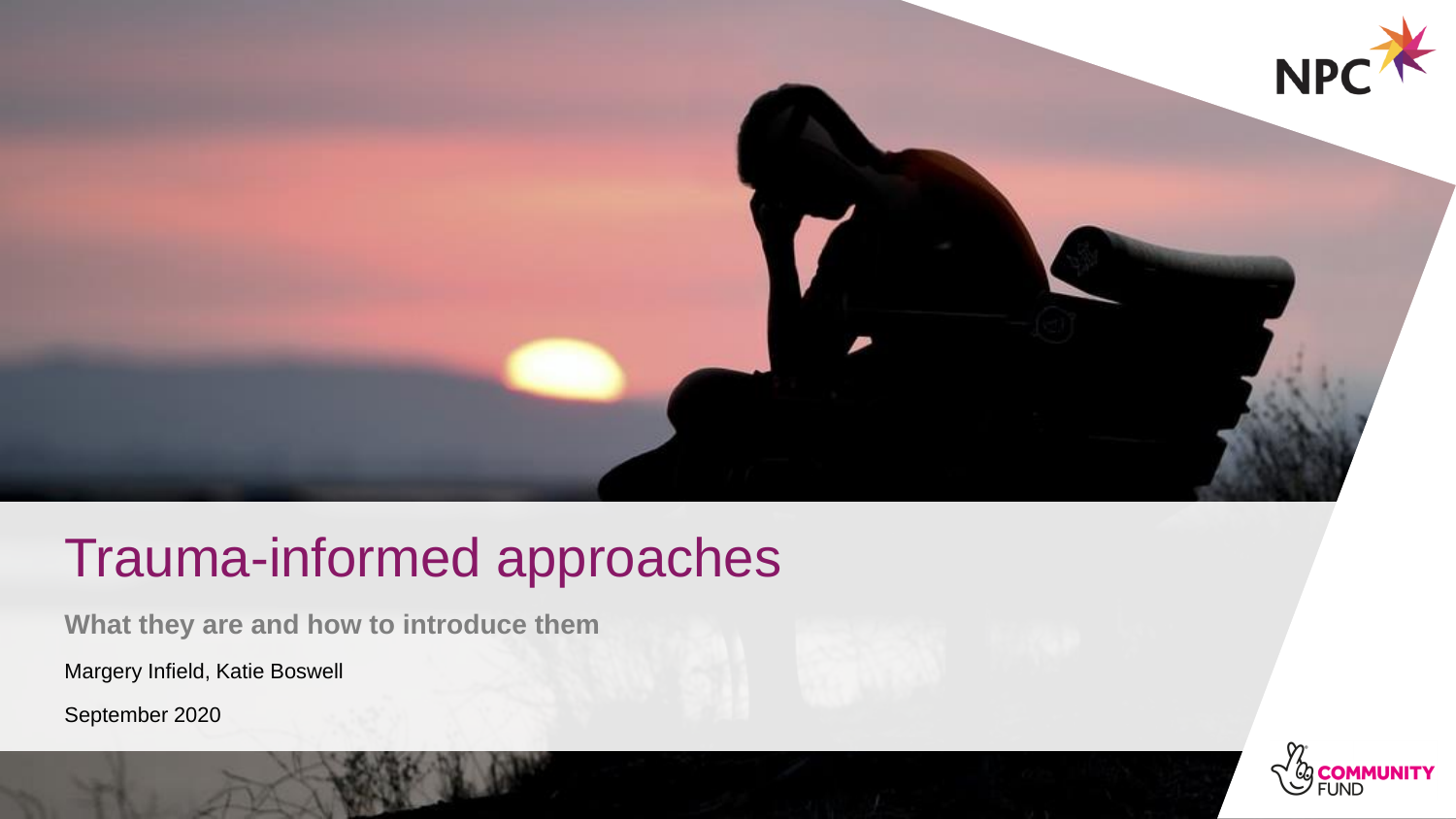# Trauma-informed approaches

**What they are and how to introduce them**

Margery Infield, Katie Boswell

September 2020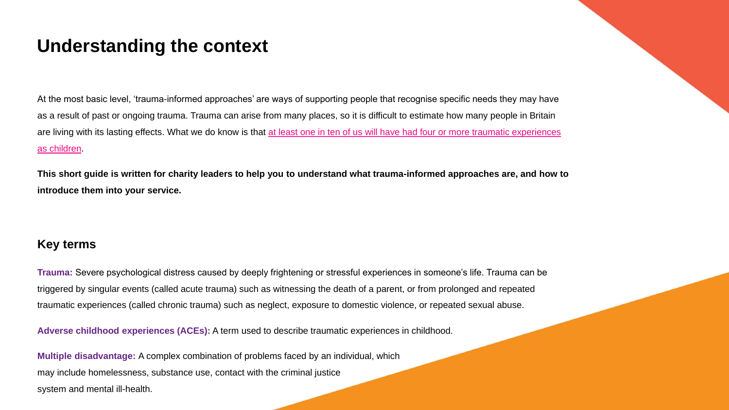# Understanding the context

At the most basic level, 'trauma-informed approaches' are ways of supporting people that recognise specific needs they may have as a result of past or ongoing trauma. Trauma can arise from many places, so it is difficult to estimate how many people in Britain are living with its lasting effects. What we do know is that at least one in ten of us will have had four or more traumatic experiences as children.

**This short guide is written for charity leaders to help you to understand what trauma-informed approaches are, and how to introduce them into your service.**

## Key terms

**Trauma:** Severe psychological distress caused by deeply frightening or stressful experiences in someone's life. Trauma can be triggered by singular events (called acute trauma) such as witnessing the death of a parent, or from prolonged and repeated traumatic experiences (called chronic trauma) such as neglect, exposure to domestic violence, or repeated sexual abuse.

**Adverse childhood experiences (ACEs):** A term used to describe traumatic experiences in childhood.

**Multiple disadvantage:** A complex combination of problems faced by an individual, which may include homelessness, substance use, contact with the criminal justice system and mental ill-health.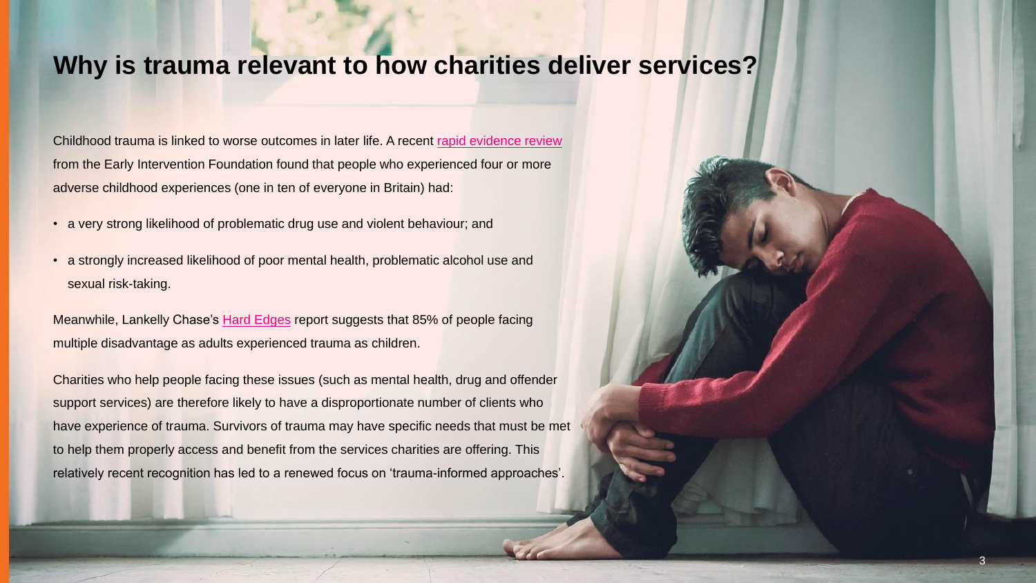# Why is trauma relevant to how charities deliver services?

Childhood trauma is linked to worse outcomes in later life. A recent rapid evidence review from the Early Intervention Foundation found that people who experienced four or more adverse childhood experiences (one in ten of everyone in Britain) had:

- a very strong likelihood of problematic drug use and violent behaviour; and
- a strongly increased likelihood of poor mental health, problematic alcohol use and sexual risk-taking.

Meanwhile, Lankelly Chase's Hard Edges report suggests that 85% of people facing multiple disadvantage as adults experienced trauma as children.

Charities who help people facing these issues (such as mental health, drug and offender support services) are therefore likely to have a disproportionate number of clients who have experience of trauma. Survivors of trauma may have specific needs that must be met to help them properly access and benefit from the services charities are offering. This relatively recent recognition has led to a renewed focus on 'trauma-informed approaches'.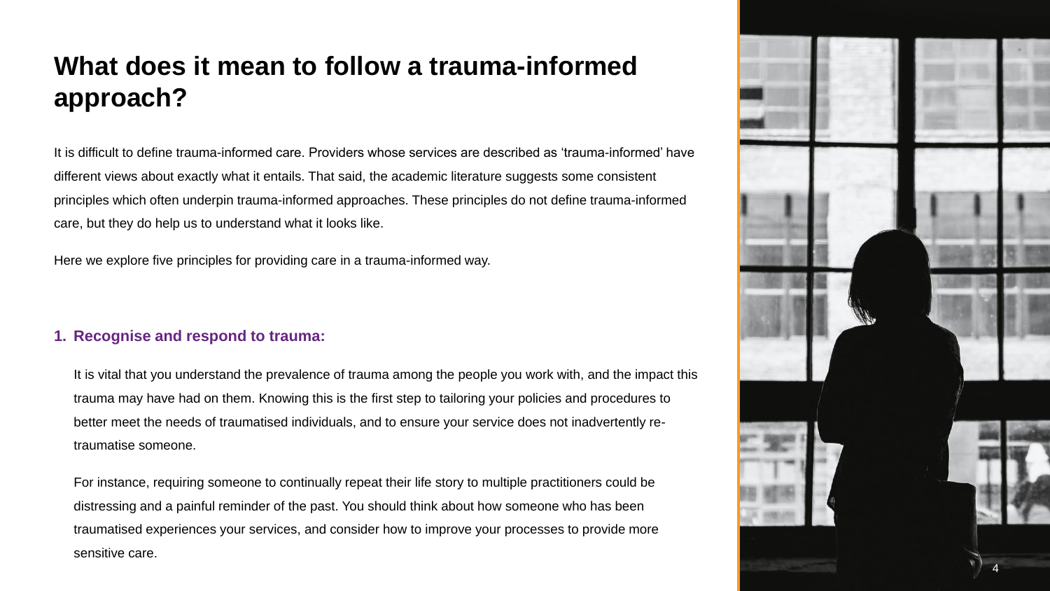# What does it mean to follow a trauma-informed approach?

It is difficult to define trauma-informed care. Providers whose services are described as 'trauma-informed' have different views about exactly what it entails. That said, the academic literature suggests some consistent principles which often underpin trauma-informed approaches. These principles do not define trauma-informed care, but they do help us to understand what it looks like.

Here we explore five principles for providing care in a trauma-informed way.

### 1. Recognise and respond to trauma:

It is vital that you understand the prevalence of trauma among the people you work with, and the impact this trauma may have had on them. Knowing this is the first step to tailoring your policies and procedures to better meet the needs of traumatised individuals, and to ensure your service does not inadvertently re-traumatise someone.

For instance, requiring someone to continually repeat their life story to multiple practitioners could be distressing and a painful reminder of the past. You should think about how someone who has been traumatised experiences your services, and consider how to improve your processes to provide more sensitive care.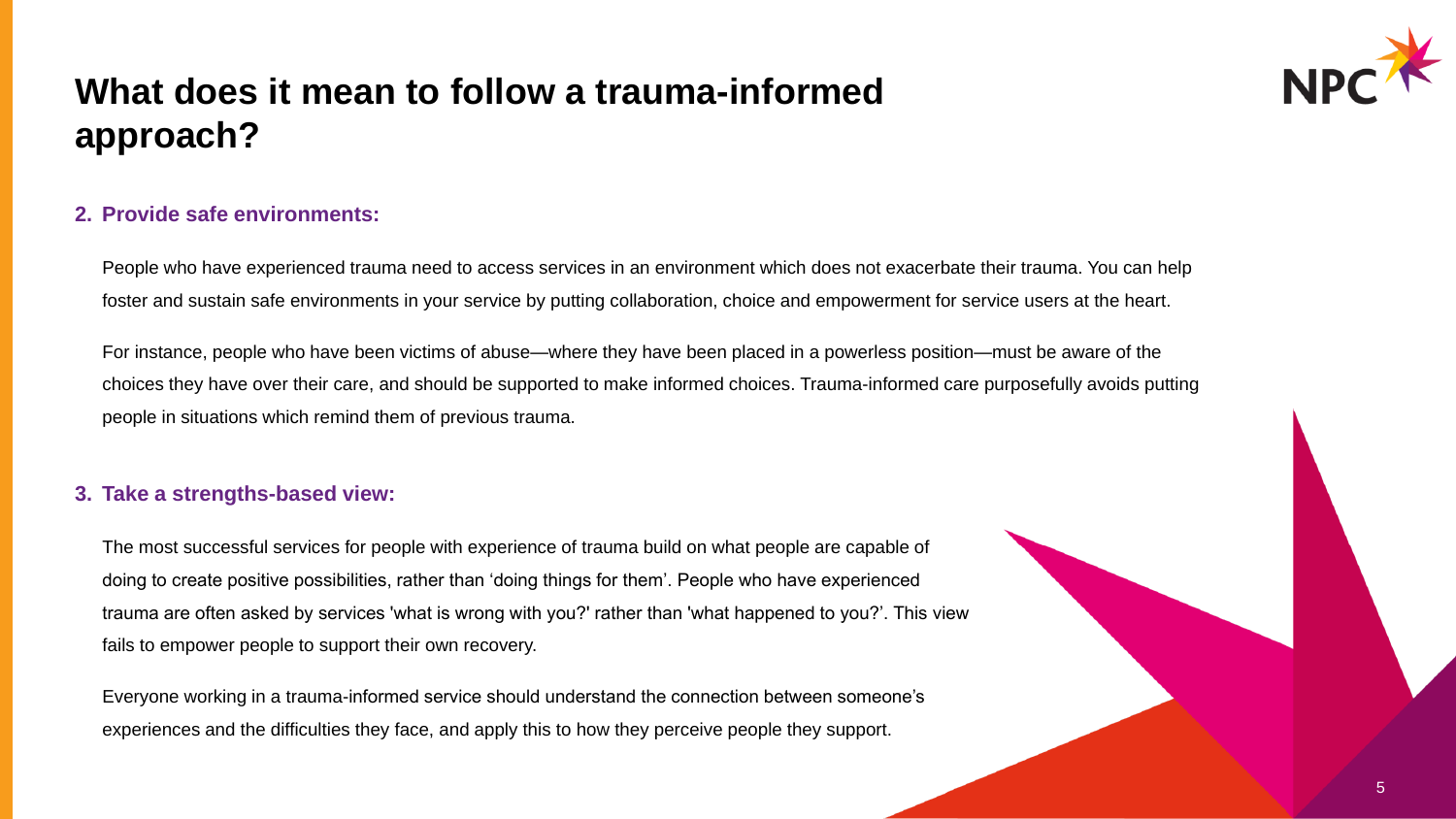# What does it mean to follow a trauma-informed approach?

### 2. Provide safe environments:

People who have experienced trauma need to access services in an environment which does not exacerbate their trauma. You can help foster and sustain safe environments in your service by putting collaboration, choice and empowerment for service users at the heart.

For instance, people who have been victims of abuse—where they have been placed in a powerless position—must be aware of the choices they have over their care, and should be supported to make informed choices. Trauma-informed care purposefully avoids putting people in situations which remind them of previous trauma.

### 3. Take a strengths-based view:

The most successful services for people with experience of trauma build on what people are capable of doing to create positive possibilities, rather than 'doing things for them'. People who have experienced trauma are often asked by services 'what is wrong with you?' rather than 'what happened to you?'. This view fails to empower people to support their own recovery.

Everyone working in a trauma-informed service should understand the connection between someone's experiences and the difficulties they face, and apply this to how they perceive people they support.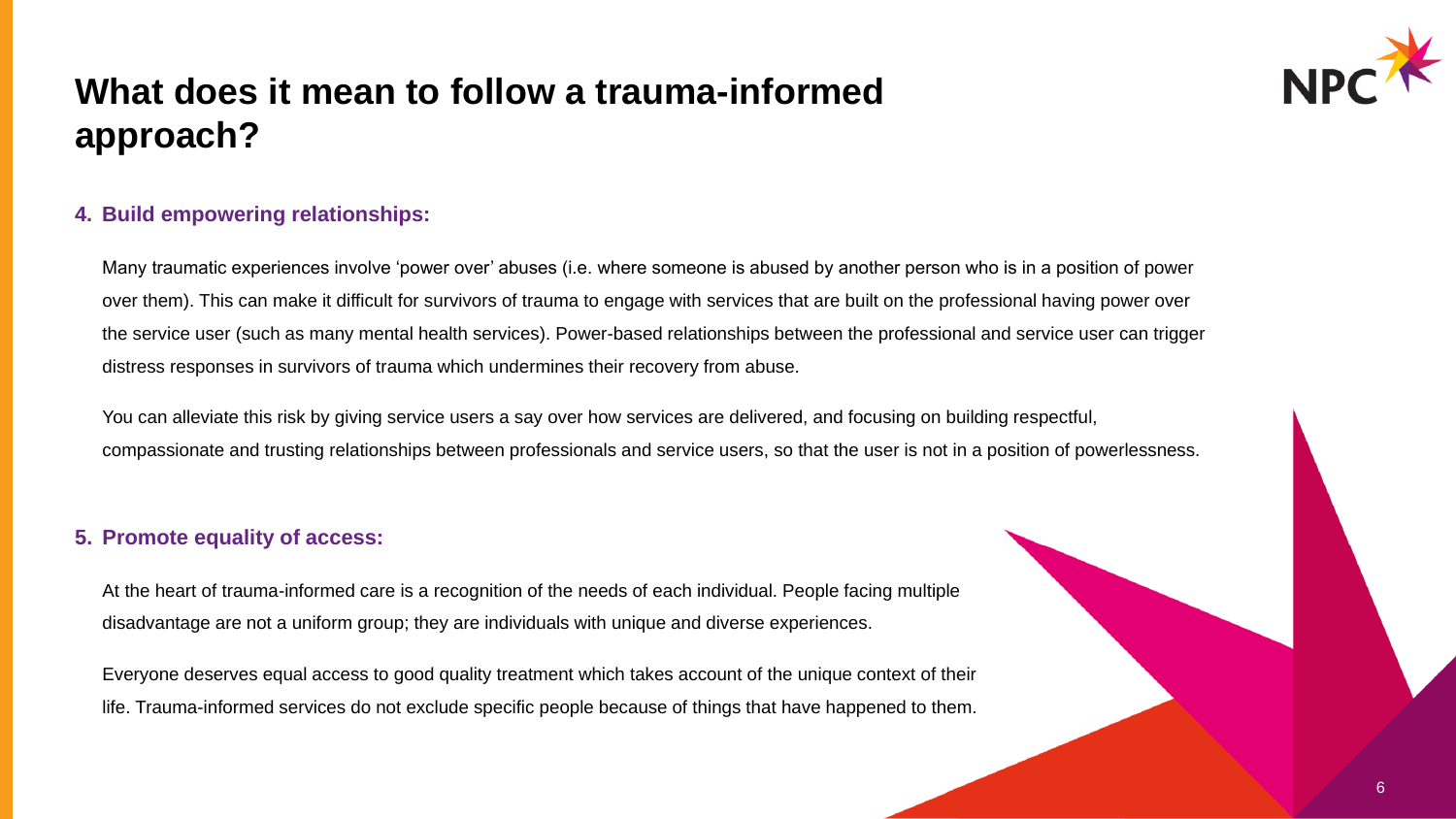# What does it mean to follow a trauma-informed approach?

### 4. Build empowering relationships:

Many traumatic experiences involve 'power over' abuses (i.e. where someone is abused by another person who is in a position of power over them). This can make it difficult for survivors of trauma to engage with services that are built on the professional having power over the service user (such as many mental health services). Power-based relationships between the professional and service user can trigger distress responses in survivors of trauma which undermines their recovery from abuse.

You can alleviate this risk by giving service users a say over how services are delivered, and focusing on building respectful, compassionate and trusting relationships between professionals and service users, so that the user is not in a position of powerlessness.

### 5. Promote equality of access:

At the heart of trauma-informed care is a recognition of the needs of each individual. People facing multiple disadvantage are not a uniform group; they are individuals with unique and diverse experiences.

Everyone deserves equal access to good quality treatment which takes account of the unique context of their life. Trauma-informed services do not exclude specific people because of things that have happened to them.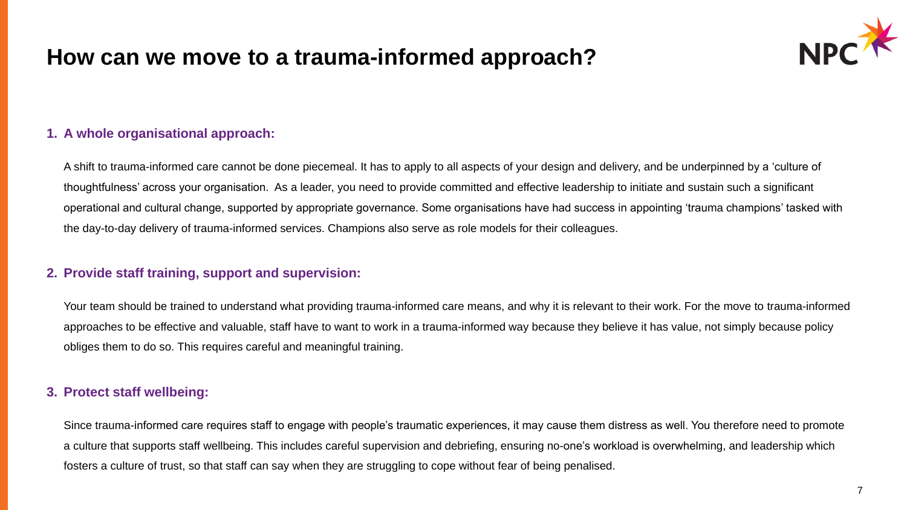# How can we move to a trauma-informed approach?

1. **A whole organisational approach:**

   A shift to trauma-informed care cannot be done piecemeal. It has to apply to all aspects of your design and delivery, and be underpinned by a 'culture of thoughtfulness' across your organisation. As a leader, you need to provide committed and effective leadership to initiate and sustain such a significant operational and cultural change, supported by appropriate governance. Some organisations have had success in appointing 'trauma champions' tasked with the day-to-day delivery of trauma-informed services. Champions also serve as role models for their colleagues.

2. **Provide staff training, support and supervision:**

   Your team should be trained to understand what providing trauma-informed care means, and why it is relevant to their work. For the move to trauma-informed approaches to be effective and valuable, staff have to want to work in a trauma-informed way because they believe it has value, not simply because policy obliges them to do so. This requires careful and meaningful training.

3. **Protect staff wellbeing:**

   Since trauma-informed care requires staff to engage with people's traumatic experiences, it may cause them distress as well. You therefore need to promote a culture that supports staff wellbeing. This includes careful supervision and debriefing, ensuring no-one's workload is overwhelming, and leadership which fosters a culture of trust, so that staff can say when they are struggling to cope without fear of being penalised.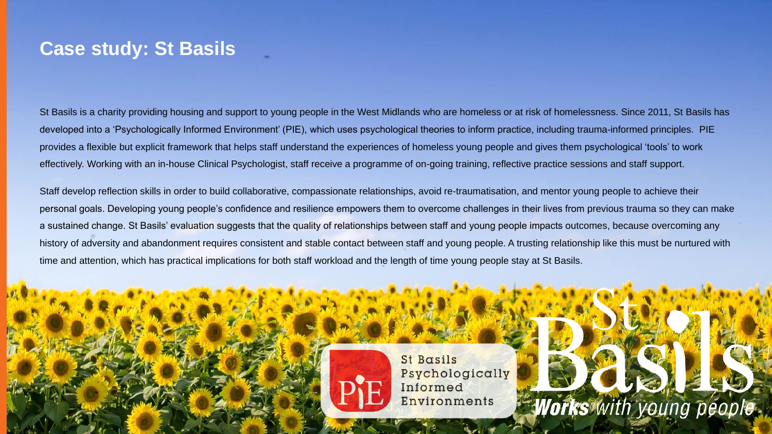# Case study: St Basils

St Basils is a charity providing housing and support to young people in the West Midlands who are homeless or at risk of homelessness. Since 2011, St Basils has developed into a 'Psychologically Informed Environment' (PIE), which uses psychological theories to inform practice, including trauma-informed principles. PIE provides a flexible but explicit framework that helps staff understand the experiences of homeless young people and gives them psychological 'tools' to work effectively. Working with an in-house Clinical Psychologist, staff receive a programme of on-going training, reflective practice sessions and staff support.

Staff develop reflection skills in order to build collaborative, compassionate relationships, avoid re-traumatisation, and mentor young people to achieve their personal goals. Developing young people's confidence and resilience empowers them to overcome challenges in their lives from previous trauma so they can make a sustained change. St Basils' evaluation suggests that the quality of relationships between staff and young people impacts outcomes, because overcoming any history of adversity and abandonment requires consistent and stable contact between staff and young people. A trusting relationship like this must be nurtured with time and attention, which has practical implications for both staff workload and the length of time young people stay at St Basils.

St Basils Psychologically Informed Environments

St Basils *Works with young people*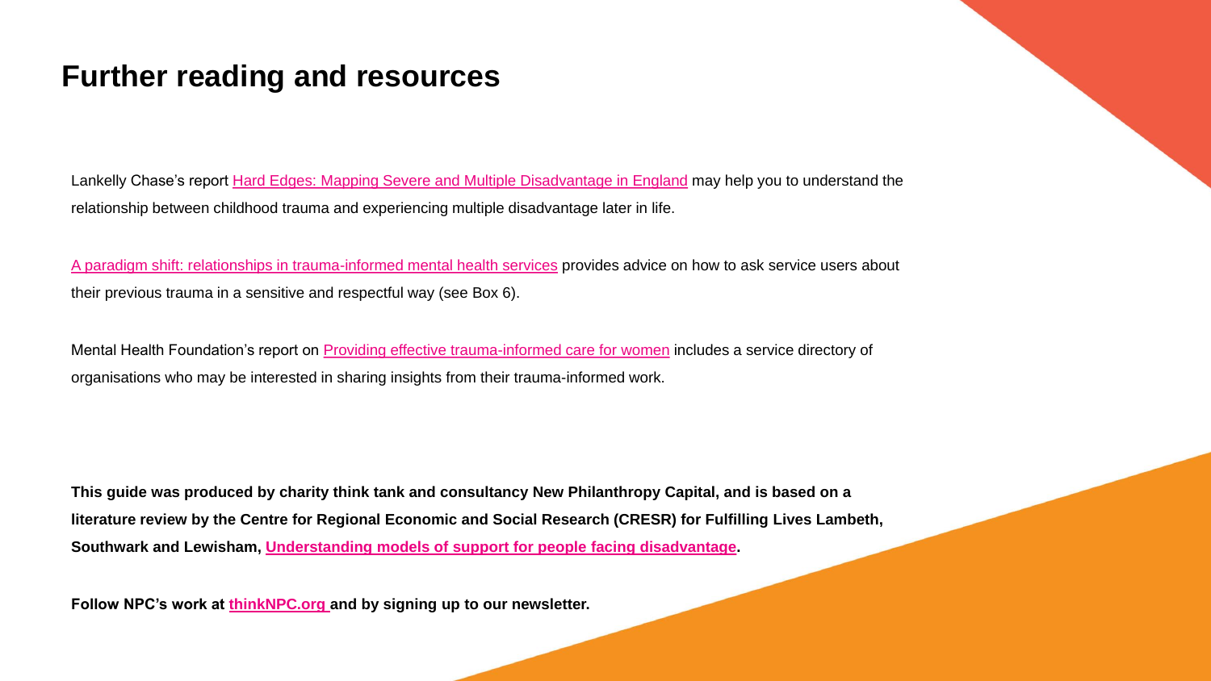# Further reading and resources

Lankelly Chase's report Hard Edges: Mapping Severe and Multiple Disadvantage in England may help you to understand the relationship between childhood trauma and experiencing multiple disadvantage later in life.

A paradigm shift: relationships in trauma-informed mental health services provides advice on how to ask service users about their previous trauma in a sensitive and respectful way (see Box 6).

Mental Health Foundation's report on Providing effective trauma-informed care for women includes a service directory of organisations who may be interested in sharing insights from their trauma-informed work.

**This guide was produced by charity think tank and consultancy New Philanthropy Capital, and is based on a literature review by the Centre for Regional Economic and Social Research (CRESR) for Fulfilling Lives Lambeth, Southwark and Lewisham, Understanding models of support for people facing disadvantage.**

**Follow NPC's work at thinkNPC.org and by signing up to our newsletter.**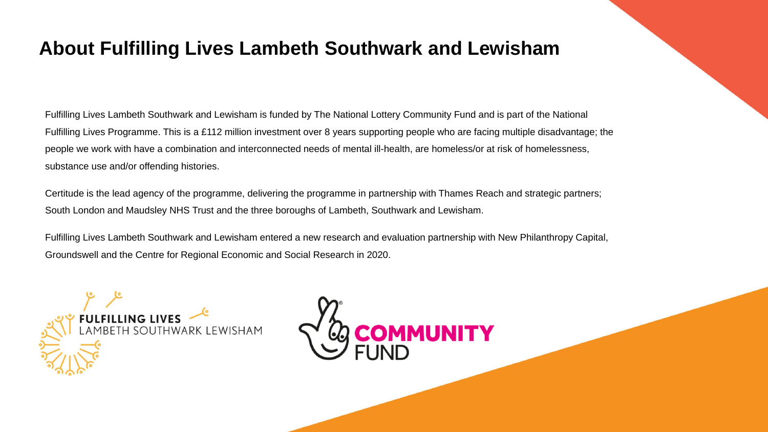# About Fulfilling Lives Lambeth Southwark and Lewisham

Fulfilling Lives Lambeth Southwark and Lewisham is funded by The National Lottery Community Fund and is part of the National Fulfilling Lives Programme. This is a £112 million investment over 8 years supporting people who are facing multiple disadvantage; the people we work with have a combination and interconnected needs of mental ill-health, are homeless/or at risk of homelessness, substance use and/or offending histories.

Certitude is the lead agency of the programme, delivering the programme in partnership with Thames Reach and strategic partners; South London and Maudsley NHS Trust and the three boroughs of Lambeth, Southwark and Lewisham.

Fulfilling Lives Lambeth Southwark and Lewisham entered a new research and evaluation partnership with New Philanthropy Capital, Groundswell and the Centre for Regional Economic and Social Research in 2020.

FULFILLING LIVES
LAMBETH SOUTHWARK LEWISHAM

COMMUNITY
FUND